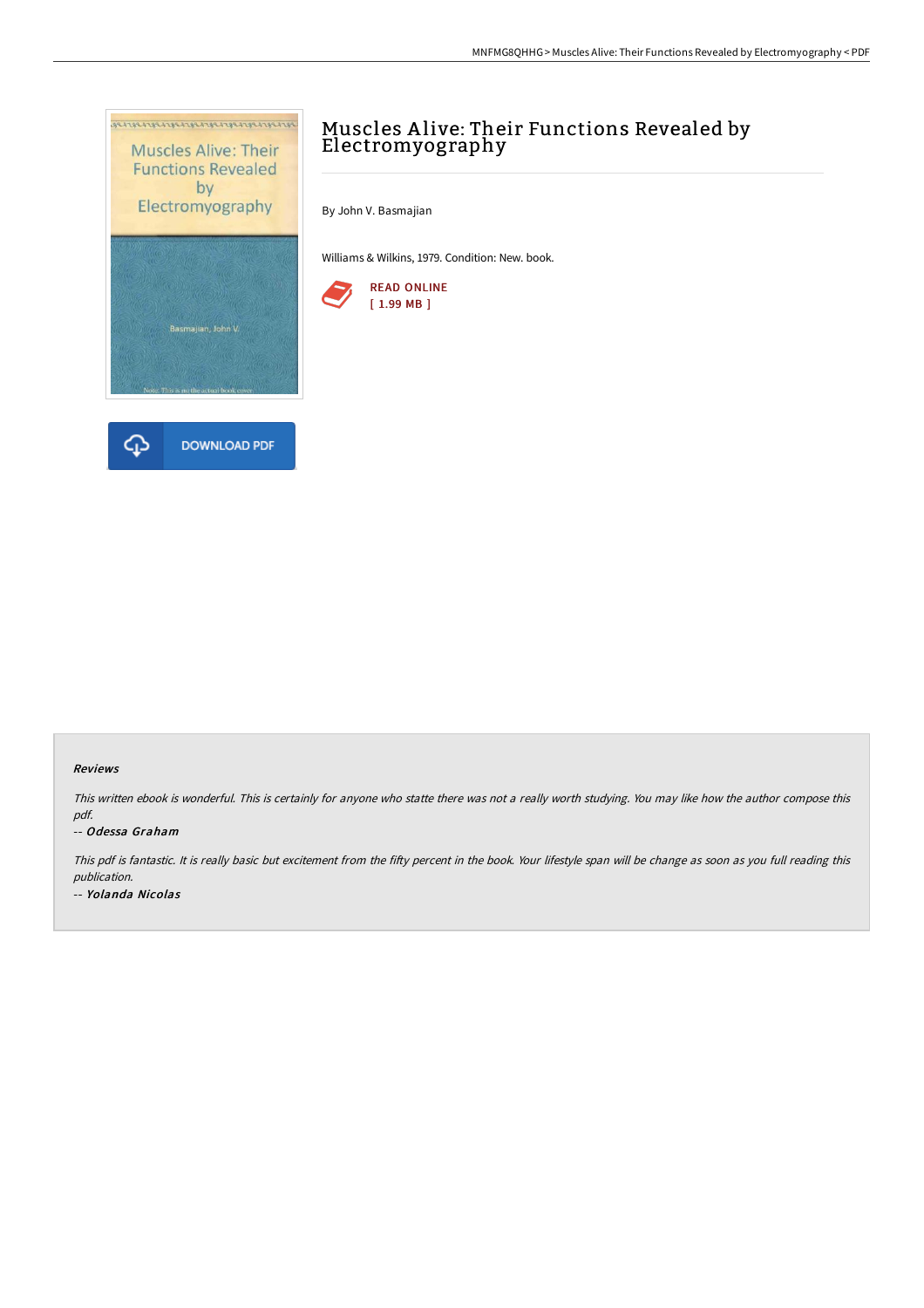# Muscles Alive: Their Functions Revealed by Electromyography

By John V. Basmajian

Williams & Wilkins, 1979. Condition: New. book.

READ ONLINE
[ 1.99 MB ]

DOWNLOAD PDF

### Reviews

*This written ebook is wonderful. This is certainly for anyone who statte there was not a really worth studying. You may like how the author compose this pdf.*

*-- Odessa Graham*

*This pdf is fantastic. It is really basic but excitement from the fifty percent in the book. Your lifestyle span will be change as soon as you full reading this publication.*

*-- Yolanda Nicolas*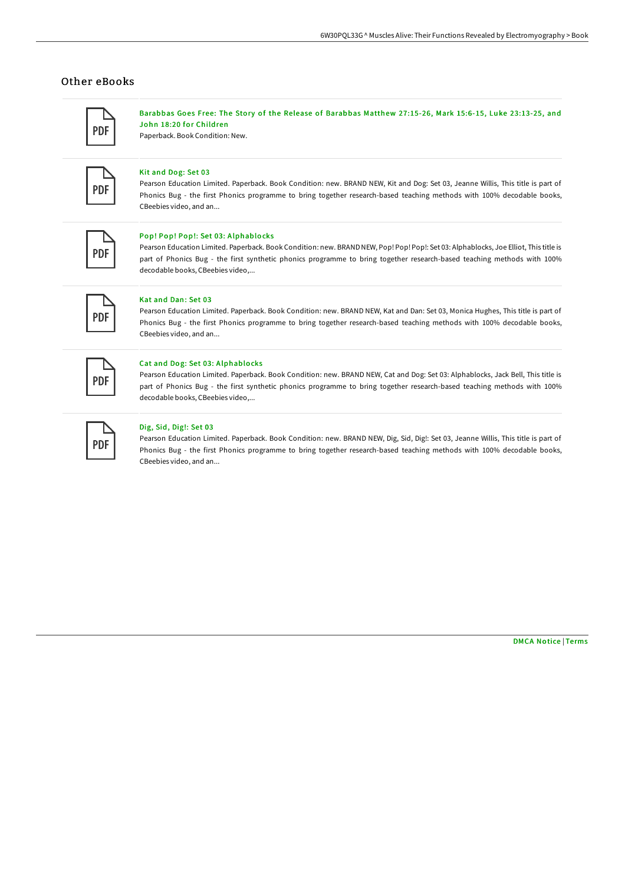## Other eBooks

**Barabbas Goes Free: The Story of the Release of Barabbas Matthew 27:15-26, Mark 15:6-15, Luke 23:13-25, and John 18:20 for Children**

Paperback. Book Condition: New.

**Kit and Dog: Set 03**

Pearson Education Limited. Paperback. Book Condition: new. BRAND NEW, Kit and Dog: Set 03, Jeanne Willis, This title is part of Phonics Bug - the first Phonics programme to bring together research-based teaching methods with 100% decodable books, CBeebies video, and an...

**Pop! Pop! Pop!: Set 03: Alphablocks**

Pearson Education Limited. Paperback. Book Condition: new. BRAND NEW, Pop! Pop! Pop!: Set 03: Alphablocks, Joe Elliot, This title is part of Phonics Bug - the first synthetic phonics programme to bring together research-based teaching methods with 100% decodable books, CBeebies video,...

**Kat and Dan: Set 03**

Pearson Education Limited. Paperback. Book Condition: new. BRAND NEW, Kat and Dan: Set 03, Monica Hughes, This title is part of Phonics Bug - the first Phonics programme to bring together research-based teaching methods with 100% decodable books, CBeebies video, and an...

**Cat and Dog: Set 03: Alphablocks**

Pearson Education Limited. Paperback. Book Condition: new. BRAND NEW, Cat and Dog: Set 03: Alphablocks, Jack Bell, This title is part of Phonics Bug - the first synthetic phonics programme to bring together research-based teaching methods with 100% decodable books, CBeebies video,...

**Dig, Sid, Dig!: Set 03**

Pearson Education Limited. Paperback. Book Condition: new. BRAND NEW, Dig, Sid, Dig!: Set 03, Jeanne Willis, This title is part of Phonics Bug - the first Phonics programme to bring together research-based teaching methods with 100% decodable books, CBeebies video, and an...